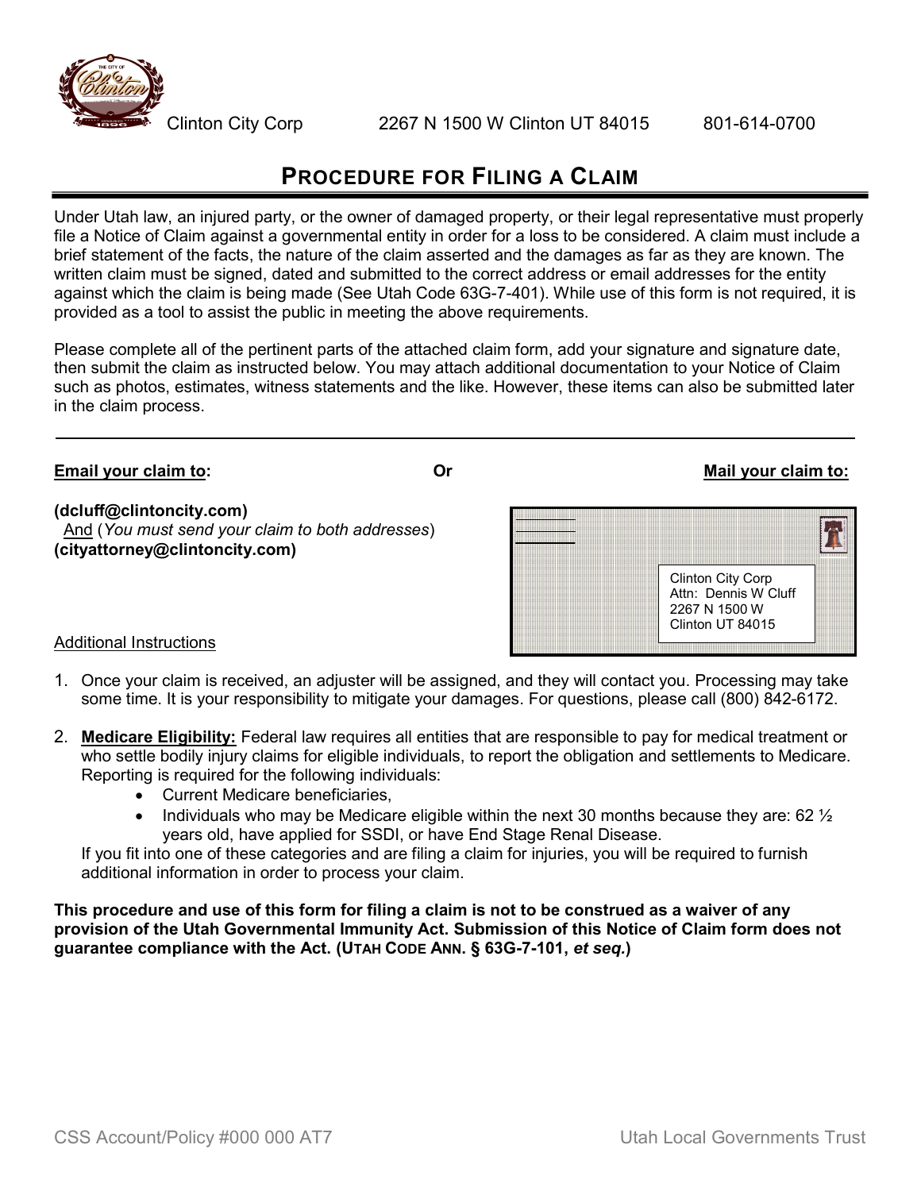Clinton City Corp 2267 N 1500 W Clinton UT 84015 801-614-0700

# PROCEDURE FOR FILING A CLAIM

Under Utah law, an injured party, or the owner of damaged property, or their legal representative must properly file a Notice of Claim against a governmental entity in order for a loss to be considered. A claim must include a brief statement of the facts, the nature of the claim asserted and the damages as far as they are known. The written claim must be signed, dated and submitted to the correct address or email addresses for the entity against which the claim is being made (See Utah Code 63G-7-401). While use of this form is not required, it is provided as a tool to assist the public in meeting the above requirements.

Please complete all of the pertinent parts of the attached claim form, add your signature and signature date, then submit the claim as instructed below. You may attach additional documentation to your Notice of Claim such as photos, estimates, witness statements and the like. However, these items can also be submitted later in the claim process.

---

**Email your claim to:**

**(dcluff@clintoncity.com)**
And (*You must send your claim to both addresses*)
**(cityattorney@clintoncity.com)**

Or

**Mail your claim to:**

Clinton City Corp
Attn: Dennis W Cluff
2267 N 1500 W
Clinton UT 84015

Additional Instructions

1. Once your claim is received, an adjuster will be assigned, and they will contact you. Processing may take some time. It is your responsibility to mitigate your damages. For questions, please call (800) 842-6172.

2. **Medicare Eligibility:** Federal law requires all entities that are responsible to pay for medical treatment or who settle bodily injury claims for eligible individuals, to report the obligation and settlements to Medicare. Reporting is required for the following individuals:
   - Current Medicare beneficiaries,
   - Individuals who may be Medicare eligible within the next 30 months because they are: 62 ½ years old, have applied for SSDI, or have End Stage Renal Disease.

   If you fit into one of these categories and are filing a claim for injuries, you will be required to furnish additional information in order to process your claim.

**This procedure and use of this form for filing a claim is not to be construed as a waiver of any provision of the Utah Governmental Immunity Act. Submission of this Notice of Claim form does not guarantee compliance with the Act. (UTAH CODE ANN. § 63G-7-101, *et seq.*)**

CSS Account/Policy #000 000 AT7 Utah Local Governments Trust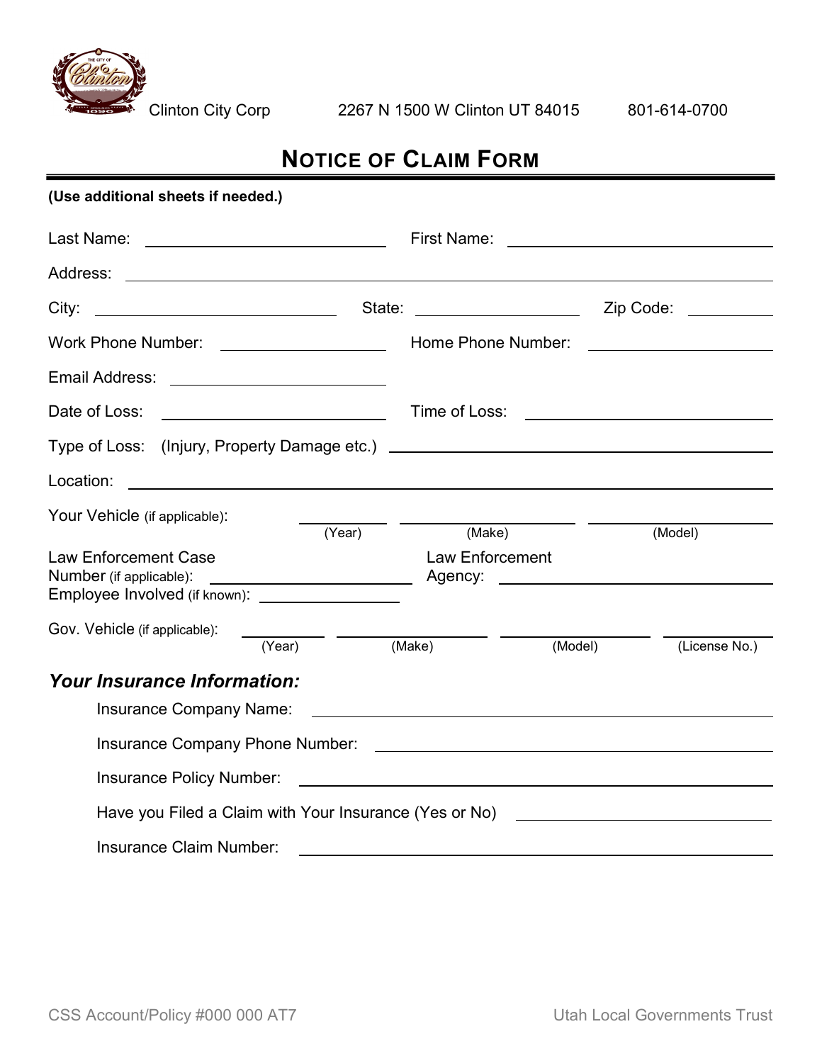Clinton City Corp 2267 N 1500 W Clinton UT 84015 801-614-0700

# NOTICE OF CLAIM FORM

**(Use additional sheets if needed.)**

Last Name: ______________________ First Name: ______________________

Address: ____________________________________________

City: ______________ State: ______________ Zip Code: ________

Work Phone Number: ______________ Home Phone Number: ______________

Email Address: ______________

Date of Loss: ______________ Time of Loss: ______________

Type of Loss: (Injury, Property Damage etc.) ______________

Location: ____________________________________________

Your Vehicle (if applicable): ________ (Year) ________ (Make) ________ (Model)

Law Enforcement Case Number (if applicable): ______________ Law Enforcement Agency: ______________

Employee Involved (if known): ______________

Gov. Vehicle (if applicable): ________ (Year) ________ (Make) ________ (Model) ________ (License No.)

## *Your Insurance Information:*

Insurance Company Name: ______________________

Insurance Company Phone Number: ______________________

Insurance Policy Number: ______________________

Have you Filed a Claim with Your Insurance (Yes or No) ______________

Insurance Claim Number: ______________________

CSS Account/Policy #000 000 AT7 Utah Local Governments Trust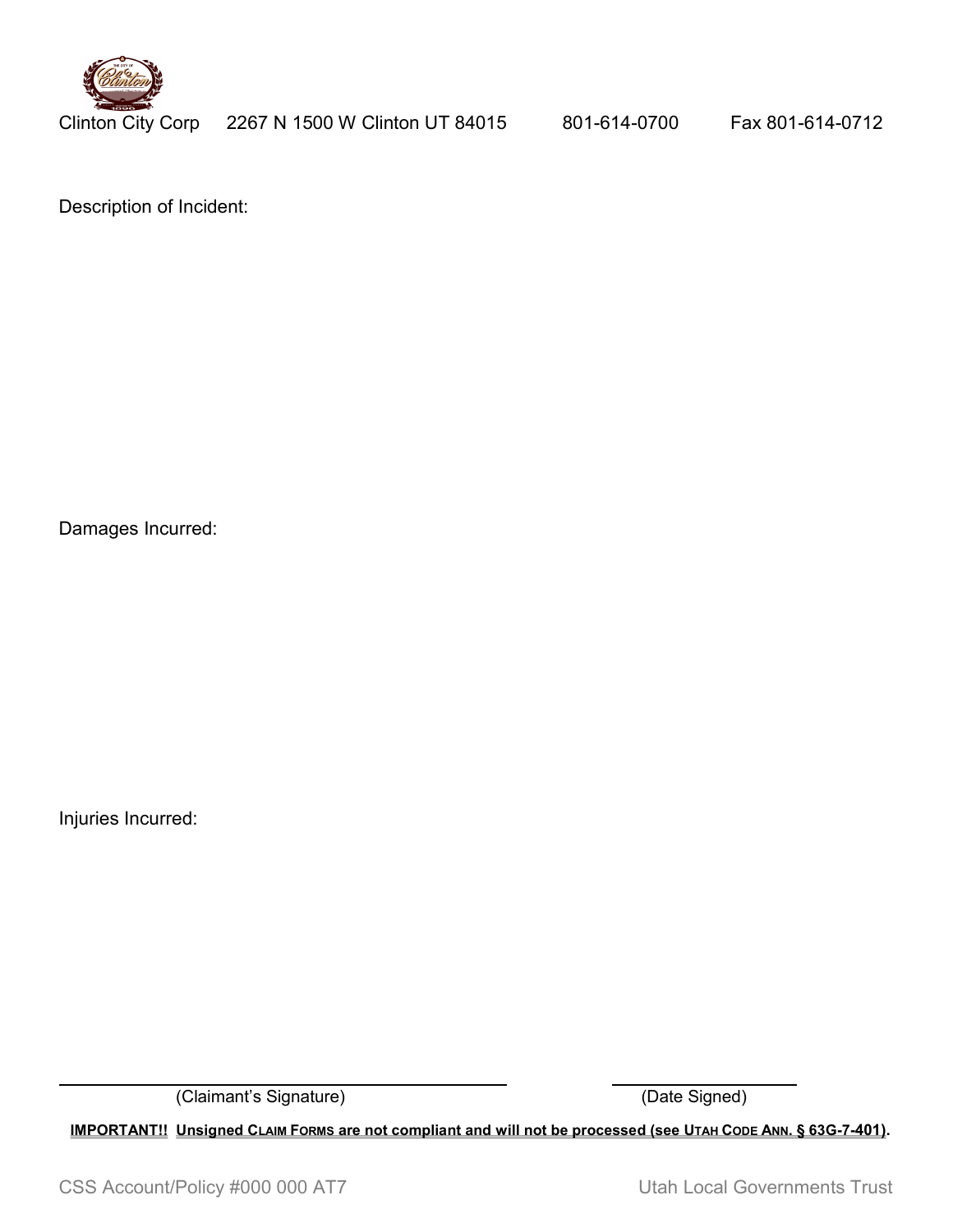Clinton City Corp 2267 N 1500 W Clinton UT 84015 801-614-0700 Fax 801-614-0712

Description of Incident:

Damages Incurred:

Injuries Incurred:

\_\_\_\_\_\_\_\_\_\_\_\_\_\_\_\_\_\_\_\_\_\_\_\_\_\_\_\_\_\_ \_\_\_\_\_\_\_\_\_\_\_\_\_\_\_\_

(Claimant's Signature) (Date Signed)

**IMPORTANT!! Unsigned CLAIM FORMS are not compliant and will not be processed (see UTAH CODE ANN. § 63G-7-401).**

CSS Account/Policy #000 000 AT7 Utah Local Governments Trust